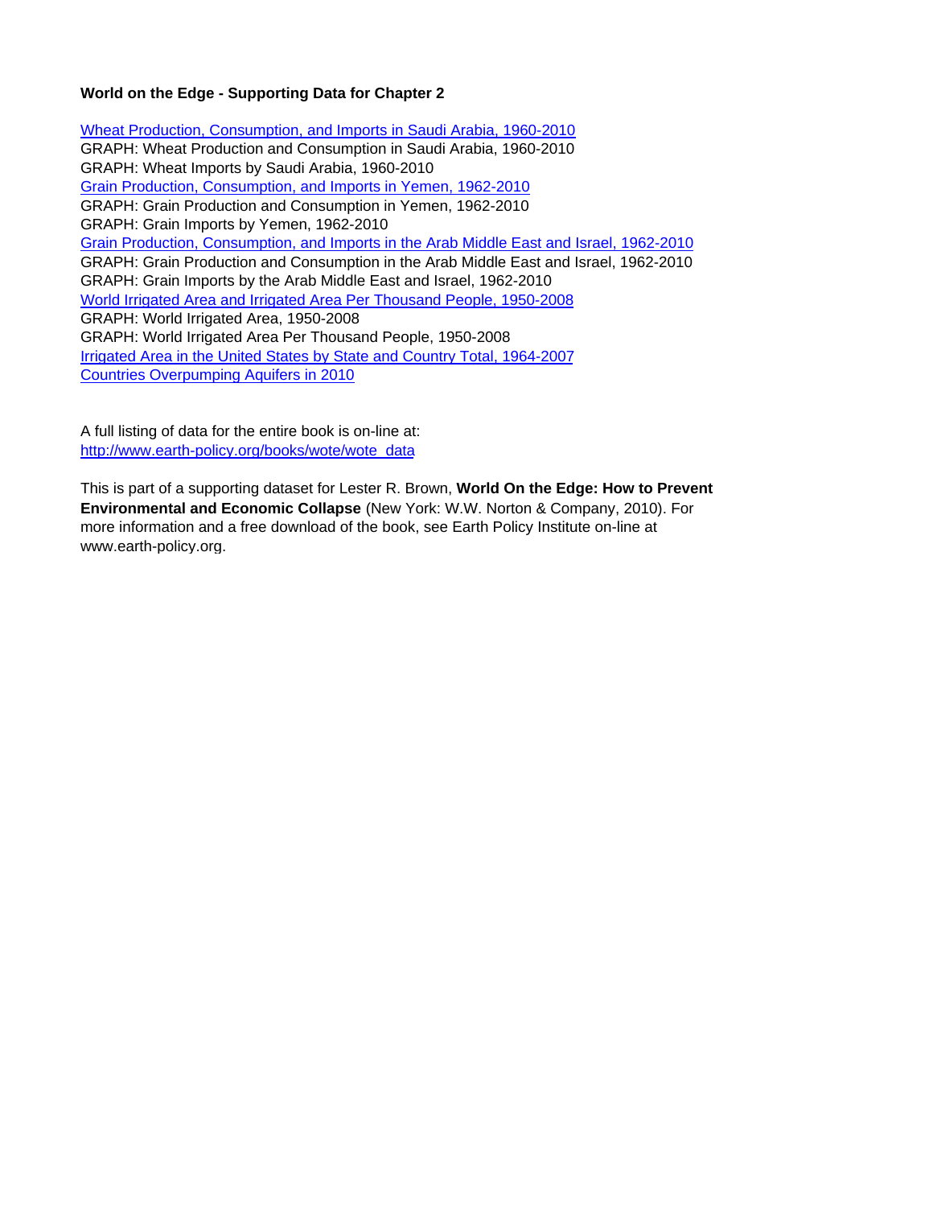**World on the Edge - Supporting Data for Chapter 2**

[Wheat Production, Consumption, and Imports in Saudi Arabia, 1960-2010]
GRAPH: Wheat Production and Consumption in Saudi Arabia, 1960-2010
GRAPH: Wheat Imports by Saudi Arabia, 1960-2010
[Grain Production, Consumption, and Imports in Yemen, 1962-2010]
GRAPH: Grain Production and Consumption in Yemen, 1962-2010
GRAPH: Grain Imports by Yemen, 1962-2010
[Grain Production, Consumption, and Imports in the Arab Middle East and Israel, 1962-2010]
GRAPH: Grain Production and Consumption in the Arab Middle East and Israel, 1962-2010
GRAPH: Grain Imports by the Arab Middle East and Israel, 1962-2010
[World Irrigated Area and Irrigated Area Per Thousand People, 1950-2008]
GRAPH: World Irrigated Area, 1950-2008
GRAPH: World Irrigated Area Per Thousand People, 1950-2008
[Irrigated Area in the United States by State and Country Total, 1964-2007]
[Countries Overpumping Aquifers in 2010]

A full listing of data for the entire book is on-line at:
http://www.earth-policy.org/books/wote/wote_data

This is part of a supporting dataset for Lester R. Brown, **World On the Edge: How to Prevent Environmental and Economic Collapse** (New York: W.W. Norton & Company, 2010). For more information and a free download of the book, see Earth Policy Institute on-line at www.earth-policy.org.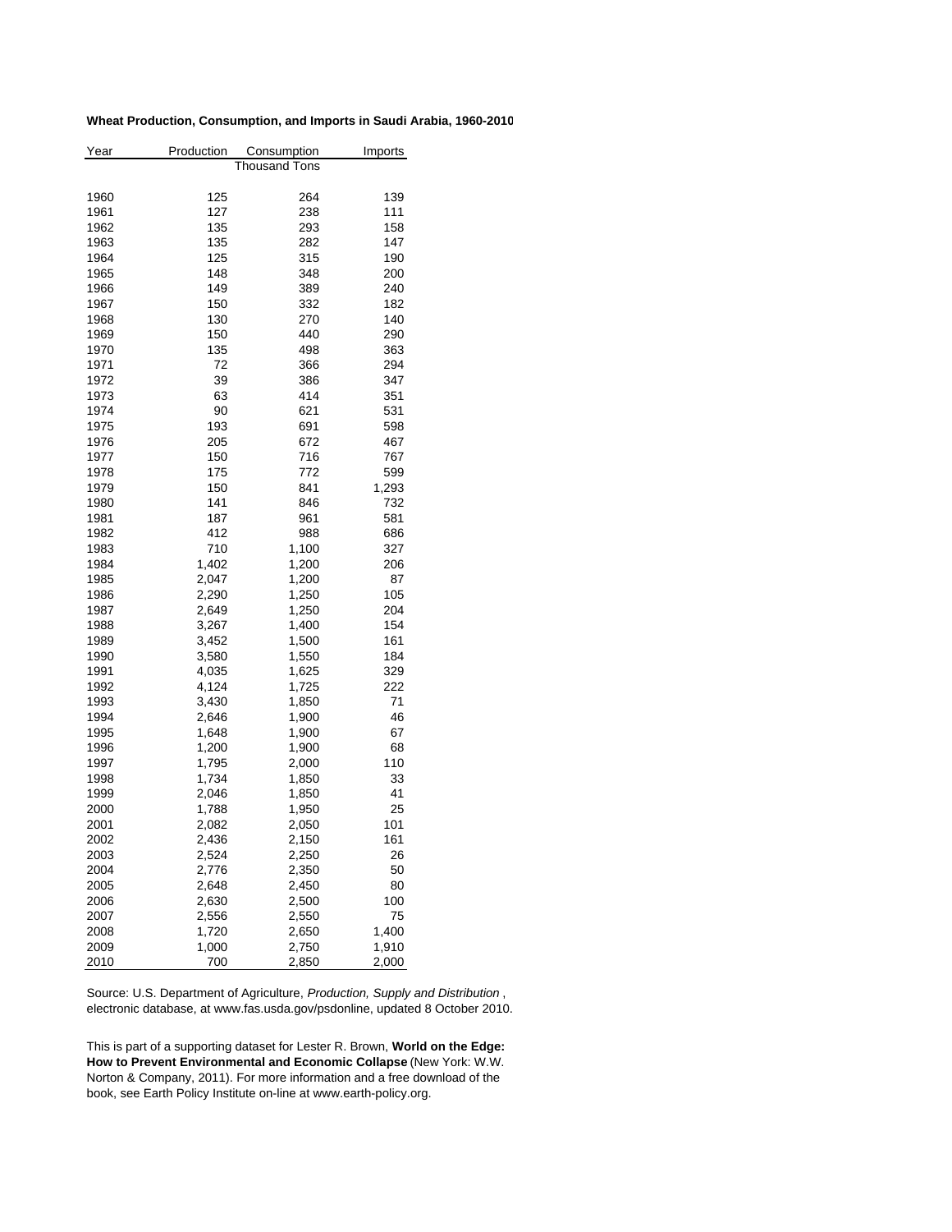**Wheat Production, Consumption, and Imports in Saudi Arabia, 1960-2010**

| Year | Production | Consumption | Imports |
|---|---|---|---|
| | | Thousand Tons | |
| 1960 | 125 | 264 | 139 |
| 1961 | 127 | 238 | 111 |
| 1962 | 135 | 293 | 158 |
| 1963 | 135 | 282 | 147 |
| 1964 | 125 | 315 | 190 |
| 1965 | 148 | 348 | 200 |
| 1966 | 149 | 389 | 240 |
| 1967 | 150 | 332 | 182 |
| 1968 | 130 | 270 | 140 |
| 1969 | 150 | 440 | 290 |
| 1970 | 135 | 498 | 363 |
| 1971 | 72 | 366 | 294 |
| 1972 | 39 | 386 | 347 |
| 1973 | 63 | 414 | 351 |
| 1974 | 90 | 621 | 531 |
| 1975 | 193 | 691 | 598 |
| 1976 | 205 | 672 | 467 |
| 1977 | 150 | 716 | 767 |
| 1978 | 175 | 772 | 599 |
| 1979 | 150 | 841 | 1,293 |
| 1980 | 141 | 846 | 732 |
| 1981 | 187 | 961 | 581 |
| 1982 | 412 | 988 | 686 |
| 1983 | 710 | 1,100 | 327 |
| 1984 | 1,402 | 1,200 | 206 |
| 1985 | 2,047 | 1,200 | 87 |
| 1986 | 2,290 | 1,250 | 105 |
| 1987 | 2,649 | 1,250 | 204 |
| 1988 | 3,267 | 1,400 | 154 |
| 1989 | 3,452 | 1,500 | 161 |
| 1990 | 3,580 | 1,550 | 184 |
| 1991 | 4,035 | 1,625 | 329 |
| 1992 | 4,124 | 1,725 | 222 |
| 1993 | 3,430 | 1,850 | 71 |
| 1994 | 2,646 | 1,900 | 46 |
| 1995 | 1,648 | 1,900 | 67 |
| 1996 | 1,200 | 1,900 | 68 |
| 1997 | 1,795 | 2,000 | 110 |
| 1998 | 1,734 | 1,850 | 33 |
| 1999 | 2,046 | 1,850 | 41 |
| 2000 | 1,788 | 1,950 | 25 |
| 2001 | 2,082 | 2,050 | 101 |
| 2002 | 2,436 | 2,150 | 161 |
| 2003 | 2,524 | 2,250 | 26 |
| 2004 | 2,776 | 2,350 | 50 |
| 2005 | 2,648 | 2,450 | 80 |
| 2006 | 2,630 | 2,500 | 100 |
| 2007 | 2,556 | 2,550 | 75 |
| 2008 | 1,720 | 2,650 | 1,400 |
| 2009 | 1,000 | 2,750 | 1,910 |
| 2010 | 700 | 2,850 | 2,000 |

Source: U.S. Department of Agriculture, *Production, Supply and Distribution* , electronic database, at www.fas.usda.gov/psdonline, updated 8 October 2010.

This is part of a supporting dataset for Lester R. Brown, **World on the Edge: How to Prevent Environmental and Economic Collapse** (New York: W.W. Norton & Company, 2011). For more information and a free download of the book, see Earth Policy Institute on-line at www.earth-policy.org.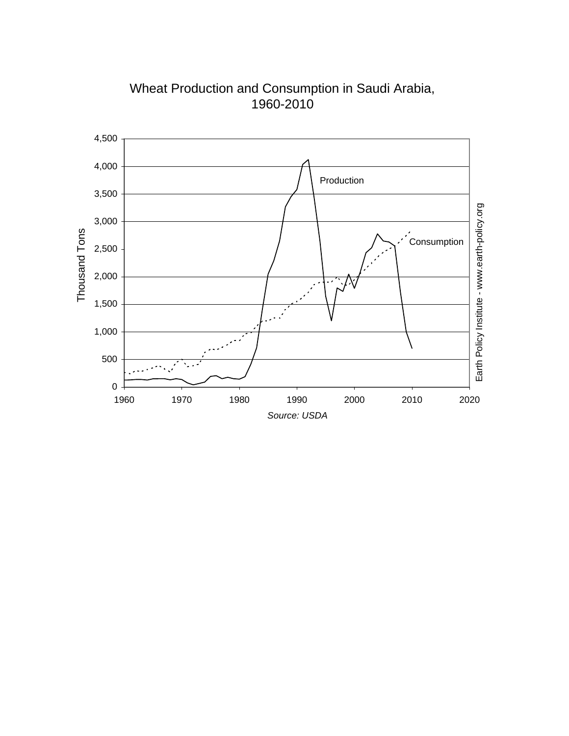# Wheat Production and Consumption in Saudi Arabia, 1960-2010

Production

Consumption

Thousand Tons

Earth Policy Institute - www.earth-policy.org

*Source: USDA*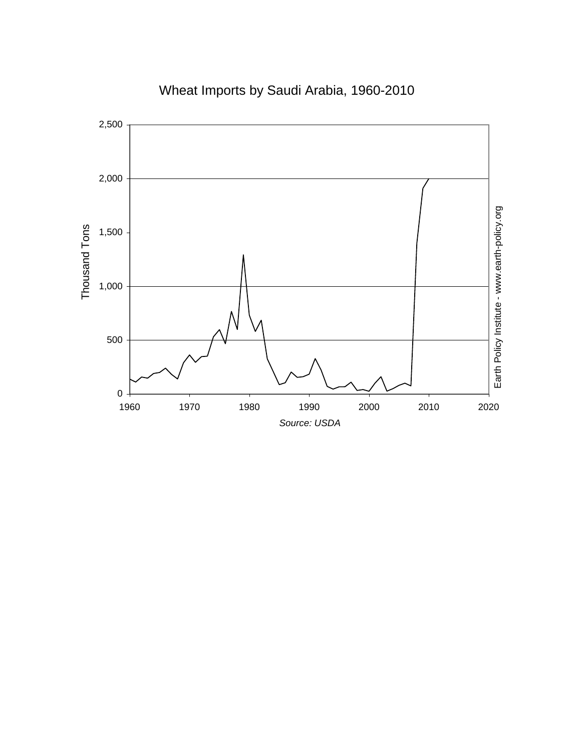Wheat Imports by Saudi Arabia, 1960-2010

Source: USDA

Earth Policy Institute - www.earth-policy.org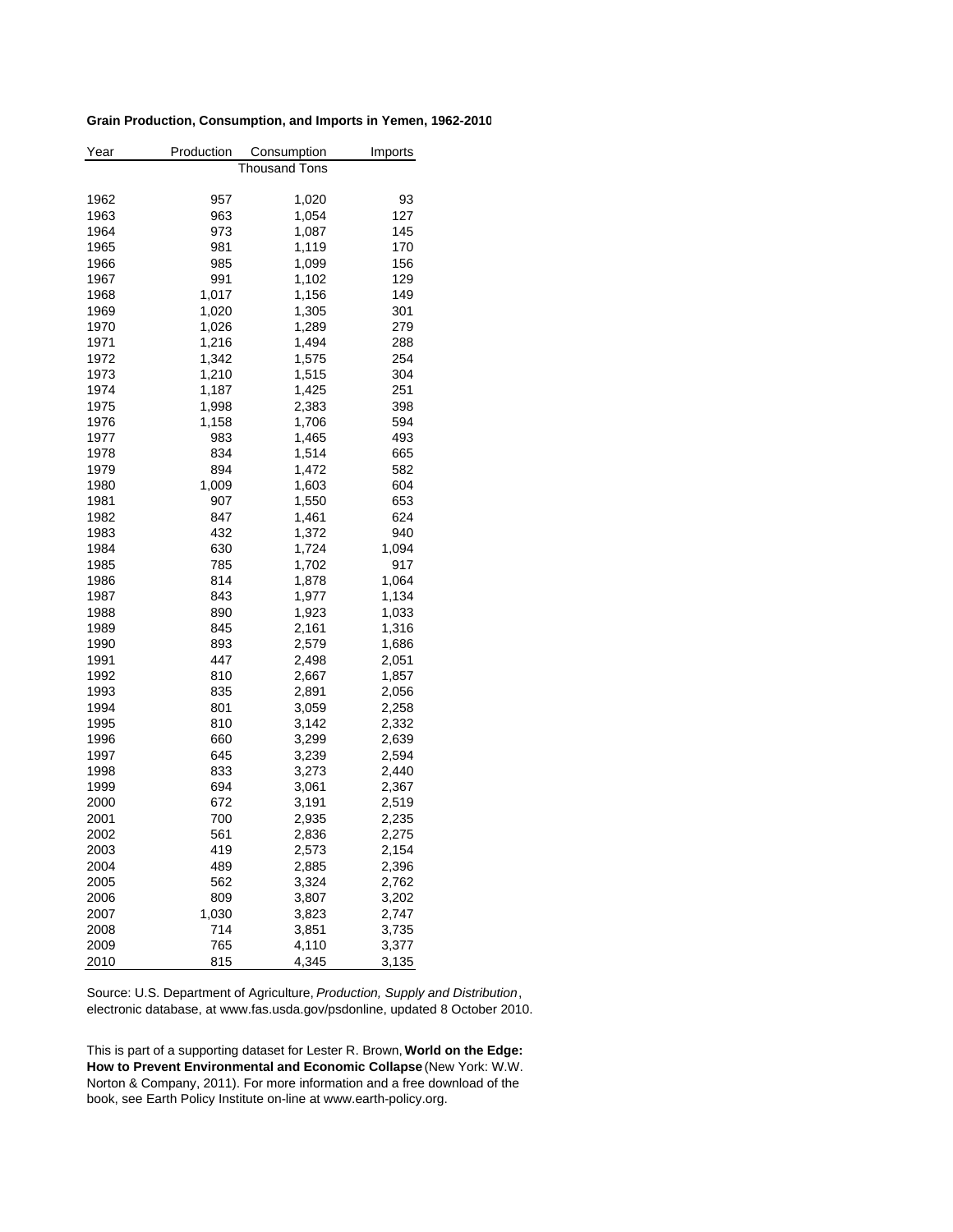**Grain Production, Consumption, and Imports in Yemen, 1962-2010**

| Year | Production | Consumption | Imports |
|---|---|---|---|
| | | Thousand Tons | |
| 1962 | 957 | 1,020 | 93 |
| 1963 | 963 | 1,054 | 127 |
| 1964 | 973 | 1,087 | 145 |
| 1965 | 981 | 1,119 | 170 |
| 1966 | 985 | 1,099 | 156 |
| 1967 | 991 | 1,102 | 129 |
| 1968 | 1,017 | 1,156 | 149 |
| 1969 | 1,020 | 1,305 | 301 |
| 1970 | 1,026 | 1,289 | 279 |
| 1971 | 1,216 | 1,494 | 288 |
| 1972 | 1,342 | 1,575 | 254 |
| 1973 | 1,210 | 1,515 | 304 |
| 1974 | 1,187 | 1,425 | 251 |
| 1975 | 1,998 | 2,383 | 398 |
| 1976 | 1,158 | 1,706 | 594 |
| 1977 | 983 | 1,465 | 493 |
| 1978 | 834 | 1,514 | 665 |
| 1979 | 894 | 1,472 | 582 |
| 1980 | 1,009 | 1,603 | 604 |
| 1981 | 907 | 1,550 | 653 |
| 1982 | 847 | 1,461 | 624 |
| 1983 | 432 | 1,372 | 940 |
| 1984 | 630 | 1,724 | 1,094 |
| 1985 | 785 | 1,702 | 917 |
| 1986 | 814 | 1,878 | 1,064 |
| 1987 | 843 | 1,977 | 1,134 |
| 1988 | 890 | 1,923 | 1,033 |
| 1989 | 845 | 2,161 | 1,316 |
| 1990 | 893 | 2,579 | 1,686 |
| 1991 | 447 | 2,498 | 2,051 |
| 1992 | 810 | 2,667 | 1,857 |
| 1993 | 835 | 2,891 | 2,056 |
| 1994 | 801 | 3,059 | 2,258 |
| 1995 | 810 | 3,142 | 2,332 |
| 1996 | 660 | 3,299 | 2,639 |
| 1997 | 645 | 3,239 | 2,594 |
| 1998 | 833 | 3,273 | 2,440 |
| 1999 | 694 | 3,061 | 2,367 |
| 2000 | 672 | 3,191 | 2,519 |
| 2001 | 700 | 2,935 | 2,235 |
| 2002 | 561 | 2,836 | 2,275 |
| 2003 | 419 | 2,573 | 2,154 |
| 2004 | 489 | 2,885 | 2,396 |
| 2005 | 562 | 3,324 | 2,762 |
| 2006 | 809 | 3,807 | 3,202 |
| 2007 | 1,030 | 3,823 | 2,747 |
| 2008 | 714 | 3,851 | 3,735 |
| 2009 | 765 | 4,110 | 3,377 |
| 2010 | 815 | 4,345 | 3,135 |

Source: U.S. Department of Agriculture, *Production, Supply and Distribution*, electronic database, at www.fas.usda.gov/psdonline, updated 8 October 2010.

This is part of a supporting dataset for Lester R. Brown, **World on the Edge: How to Prevent Environmental and Economic Collapse** (New York: W.W. Norton & Company, 2011). For more information and a free download of the book, see Earth Policy Institute on-line at www.earth-policy.org.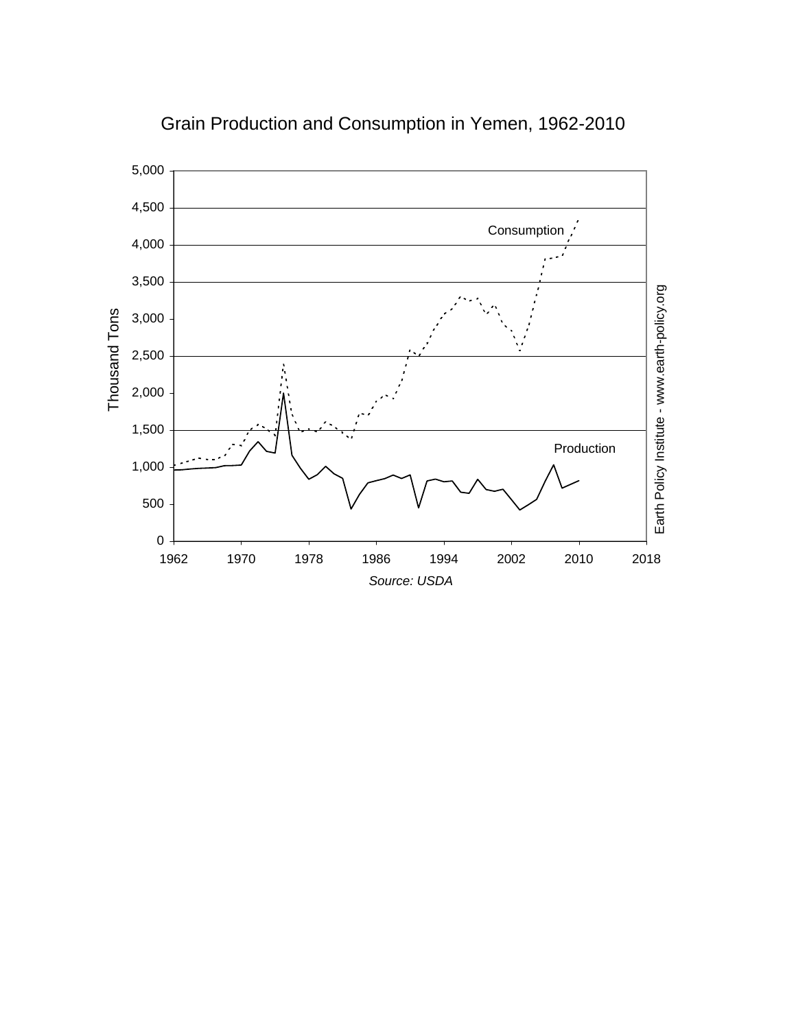Grain Production and Consumption in Yemen, 1962-2010

*Source: USDA*

Earth Policy Institute - www.earth-policy.org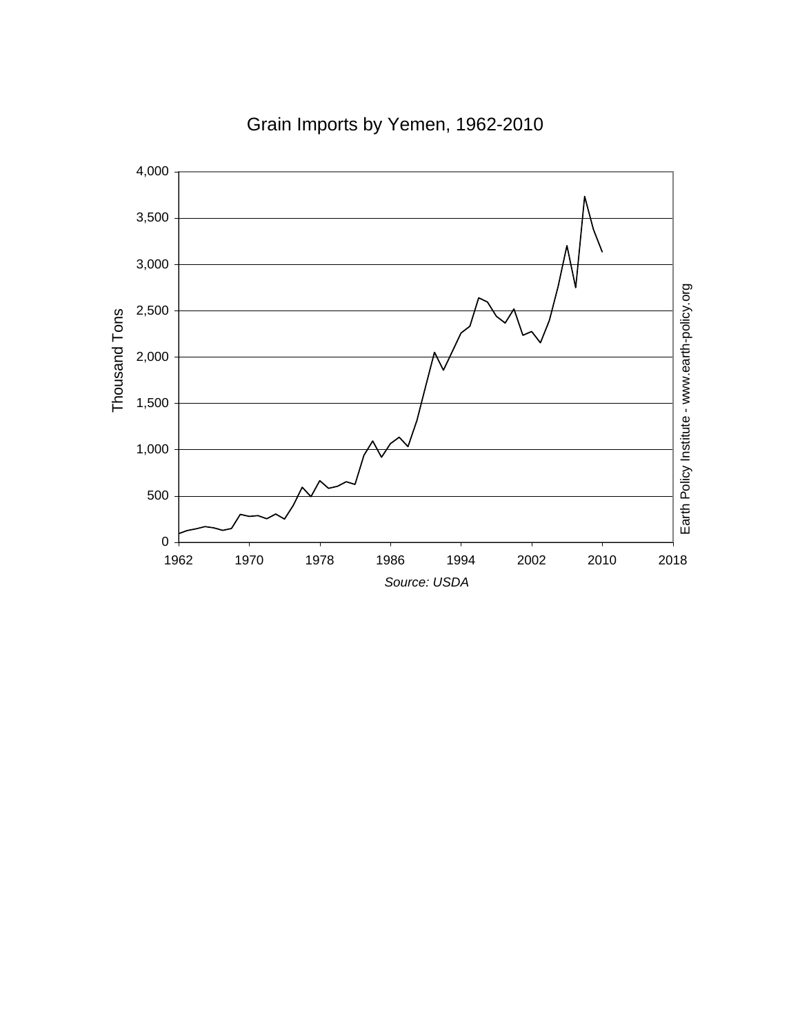# Grain Imports by Yemen, 1962-2010

Thousand Tons

Source: USDA

Earth Policy Institute - www.earth-policy.org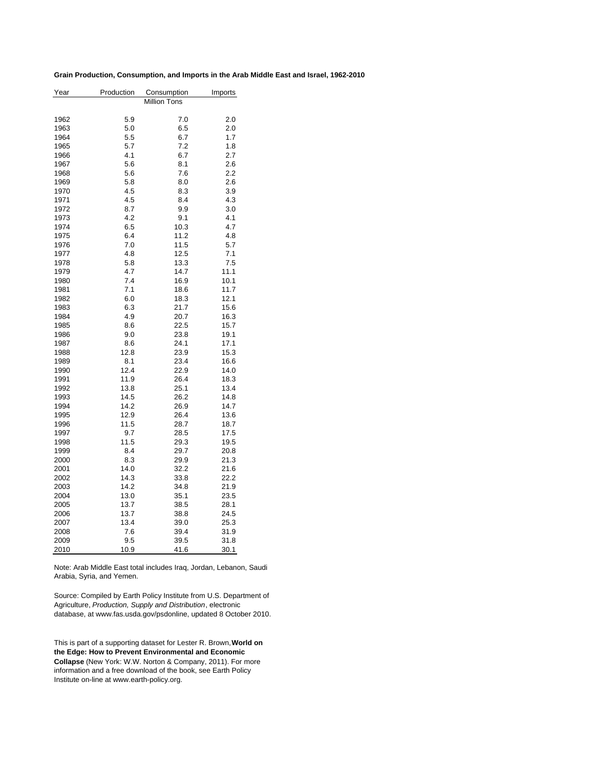**Grain Production, Consumption, and Imports in the Arab Middle East and Israel, 1962-2010**

| Year | Production | Consumption | Imports |
|---|---|---|---|
| | | Million Tons | |
| 1962 | 5.9 | 7.0 | 2.0 |
| 1963 | 5.0 | 6.5 | 2.0 |
| 1964 | 5.5 | 6.7 | 1.7 |
| 1965 | 5.7 | 7.2 | 1.8 |
| 1966 | 4.1 | 6.7 | 2.7 |
| 1967 | 5.6 | 8.1 | 2.6 |
| 1968 | 5.6 | 7.6 | 2.2 |
| 1969 | 5.8 | 8.0 | 2.6 |
| 1970 | 4.5 | 8.3 | 3.9 |
| 1971 | 4.5 | 8.4 | 4.3 |
| 1972 | 8.7 | 9.9 | 3.0 |
| 1973 | 4.2 | 9.1 | 4.1 |
| 1974 | 6.5 | 10.3 | 4.7 |
| 1975 | 6.4 | 11.2 | 4.8 |
| 1976 | 7.0 | 11.5 | 5.7 |
| 1977 | 4.8 | 12.5 | 7.1 |
| 1978 | 5.8 | 13.3 | 7.5 |
| 1979 | 4.7 | 14.7 | 11.1 |
| 1980 | 7.4 | 16.9 | 10.1 |
| 1981 | 7.1 | 18.6 | 11.7 |
| 1982 | 6.0 | 18.3 | 12.1 |
| 1983 | 6.3 | 21.7 | 15.6 |
| 1984 | 4.9 | 20.7 | 16.3 |
| 1985 | 8.6 | 22.5 | 15.7 |
| 1986 | 9.0 | 23.8 | 19.1 |
| 1987 | 8.6 | 24.1 | 17.1 |
| 1988 | 12.8 | 23.9 | 15.3 |
| 1989 | 8.1 | 23.4 | 16.6 |
| 1990 | 12.4 | 22.9 | 14.0 |
| 1991 | 11.9 | 26.4 | 18.3 |
| 1992 | 13.8 | 25.1 | 13.4 |
| 1993 | 14.5 | 26.2 | 14.8 |
| 1994 | 14.2 | 26.9 | 14.7 |
| 1995 | 12.9 | 26.4 | 13.6 |
| 1996 | 11.5 | 28.7 | 18.7 |
| 1997 | 9.7 | 28.5 | 17.5 |
| 1998 | 11.5 | 29.3 | 19.5 |
| 1999 | 8.4 | 29.7 | 20.8 |
| 2000 | 8.3 | 29.9 | 21.3 |
| 2001 | 14.0 | 32.2 | 21.6 |
| 2002 | 14.3 | 33.8 | 22.2 |
| 2003 | 14.2 | 34.8 | 21.9 |
| 2004 | 13.0 | 35.1 | 23.5 |
| 2005 | 13.7 | 38.5 | 28.1 |
| 2006 | 13.7 | 38.8 | 24.5 |
| 2007 | 13.4 | 39.0 | 25.3 |
| 2008 | 7.6 | 39.4 | 31.9 |
| 2009 | 9.5 | 39.5 | 31.8 |
| 2010 | 10.9 | 41.6 | 30.1 |

Note: Arab Middle East total includes Iraq, Jordan, Lebanon, Saudi Arabia, Syria, and Yemen.

Source: Compiled by Earth Policy Institute from U.S. Department of Agriculture, *Production, Supply and Distribution*, electronic database, at www.fas.usda.gov/psdonline, updated 8 October 2010.

This is part of a supporting dataset for Lester R. Brown, **World on the Edge: How to Prevent Environmental and Economic Collapse** (New York: W.W. Norton & Company, 2011). For more information and a free download of the book, see Earth Policy Institute on-line at www.earth-policy.org.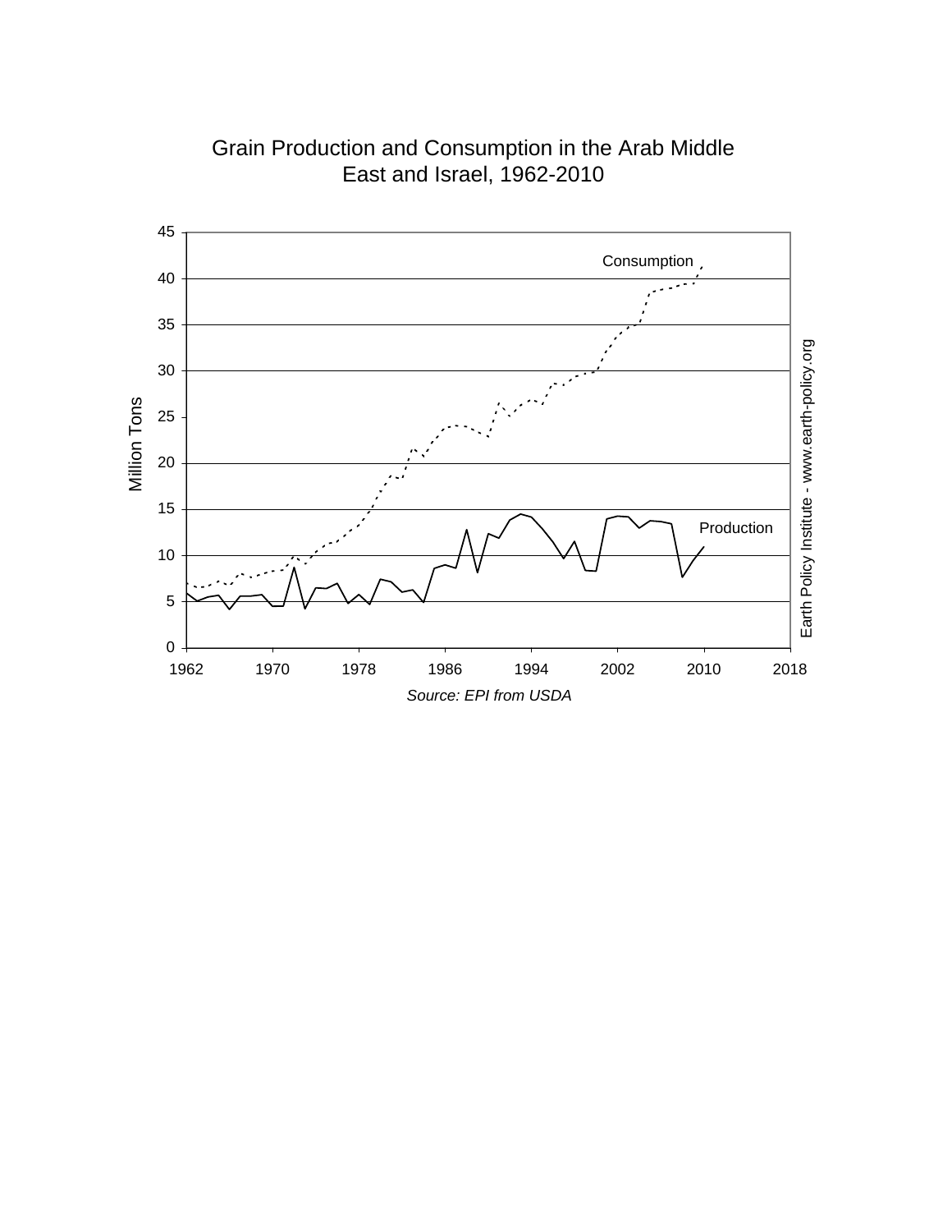# Grain Production and Consumption in the Arab Middle East and Israel, 1962-2010

*Source: EPI from USDA*

Earth Policy Institute - www.earth-policy.org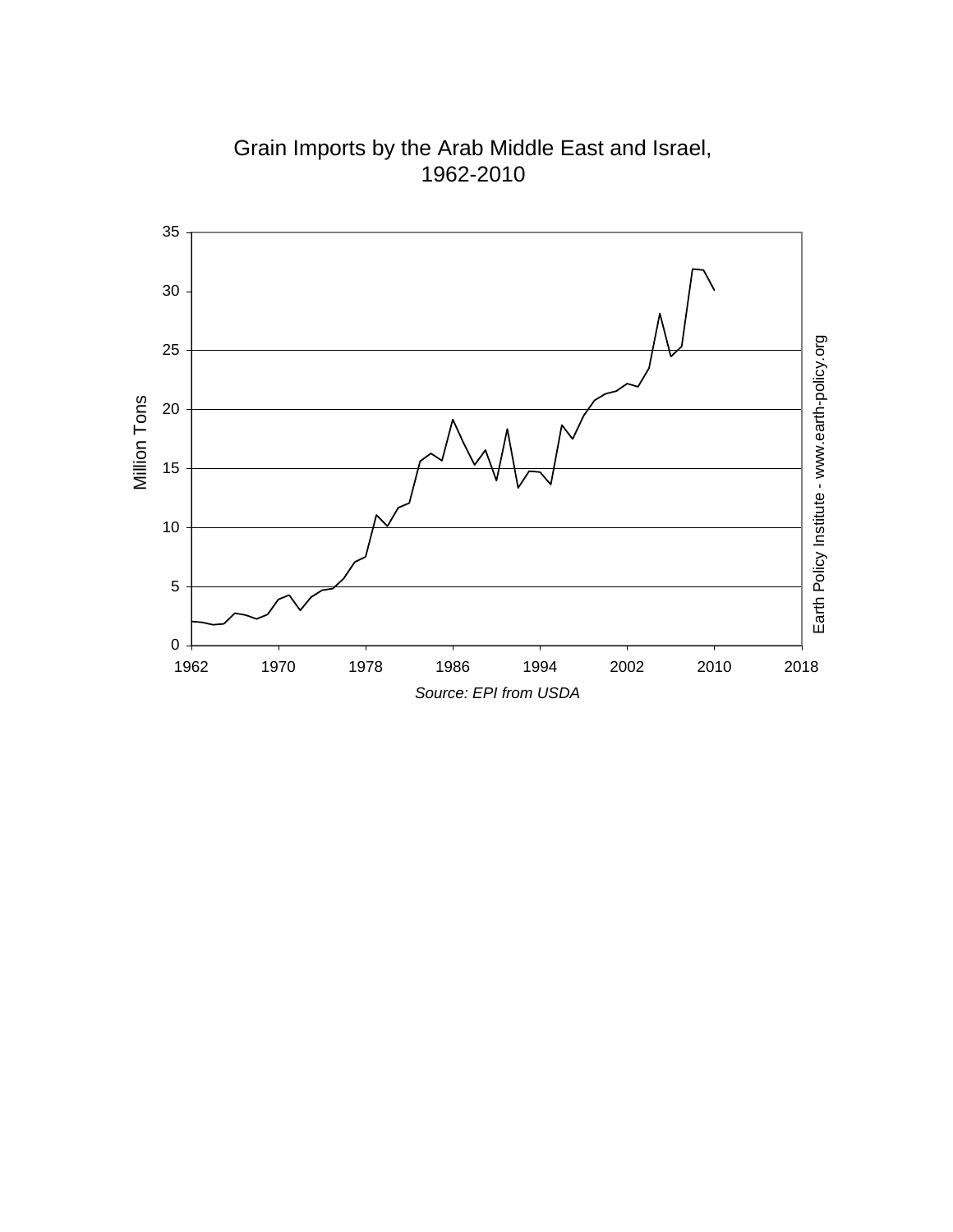## Grain Imports by the Arab Middle East and Israel, 1962-2010

Million Tons

Earth Policy Institute - www.earth-policy.org

*Source: EPI from USDA*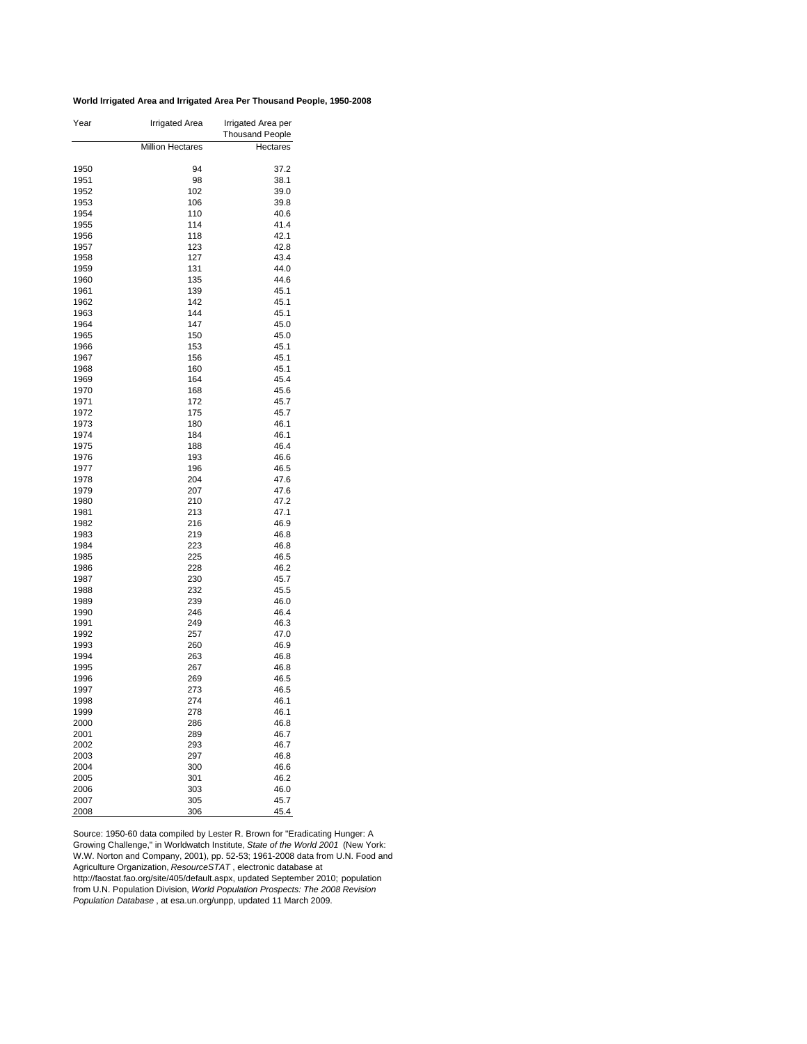**World Irrigated Area and Irrigated Area Per Thousand People, 1950-2008**

| Year | Irrigated Area | Irrigated Area per Thousand People |
|---|---|---|
| | Million Hectares | Hectares |
| 1950 | 94 | 37.2 |
| 1951 | 98 | 38.1 |
| 1952 | 102 | 39.0 |
| 1953 | 106 | 39.8 |
| 1954 | 110 | 40.6 |
| 1955 | 114 | 41.4 |
| 1956 | 118 | 42.1 |
| 1957 | 123 | 42.8 |
| 1958 | 127 | 43.4 |
| 1959 | 131 | 44.0 |
| 1960 | 135 | 44.6 |
| 1961 | 139 | 45.1 |
| 1962 | 142 | 45.1 |
| 1963 | 144 | 45.1 |
| 1964 | 147 | 45.0 |
| 1965 | 150 | 45.0 |
| 1966 | 153 | 45.1 |
| 1967 | 156 | 45.1 |
| 1968 | 160 | 45.1 |
| 1969 | 164 | 45.4 |
| 1970 | 168 | 45.6 |
| 1971 | 172 | 45.7 |
| 1972 | 175 | 45.7 |
| 1973 | 180 | 46.1 |
| 1974 | 184 | 46.1 |
| 1975 | 188 | 46.4 |
| 1976 | 193 | 46.6 |
| 1977 | 196 | 46.5 |
| 1978 | 204 | 47.6 |
| 1979 | 207 | 47.6 |
| 1980 | 210 | 47.2 |
| 1981 | 213 | 47.1 |
| 1982 | 216 | 46.9 |
| 1983 | 219 | 46.8 |
| 1984 | 223 | 46.8 |
| 1985 | 225 | 46.5 |
| 1986 | 228 | 46.2 |
| 1987 | 230 | 45.7 |
| 1988 | 232 | 45.5 |
| 1989 | 239 | 46.0 |
| 1990 | 246 | 46.4 |
| 1991 | 249 | 46.3 |
| 1992 | 257 | 47.0 |
| 1993 | 260 | 46.9 |
| 1994 | 263 | 46.8 |
| 1995 | 267 | 46.8 |
| 1996 | 269 | 46.5 |
| 1997 | 273 | 46.5 |
| 1998 | 274 | 46.1 |
| 1999 | 278 | 46.1 |
| 2000 | 286 | 46.8 |
| 2001 | 289 | 46.7 |
| 2002 | 293 | 46.7 |
| 2003 | 297 | 46.8 |
| 2004 | 300 | 46.6 |
| 2005 | 301 | 46.2 |
| 2006 | 303 | 46.0 |
| 2007 | 305 | 45.7 |
| 2008 | 306 | 45.4 |

Source: 1950-60 data compiled by Lester R. Brown for "Eradicating Hunger: A Growing Challenge," in Worldwatch Institute, *State of the World 2001* (New York: W.W. Norton and Company, 2001), pp. 52-53; 1961-2008 data from U.N. Food and Agriculture Organization, *ResourceSTAT* , electronic database at http://faostat.fao.org/site/405/default.aspx, updated September 2010; population from U.N. Population Division, *World Population Prospects: The 2008 Revision Population Database* , at esa.un.org/unpp, updated 11 March 2009.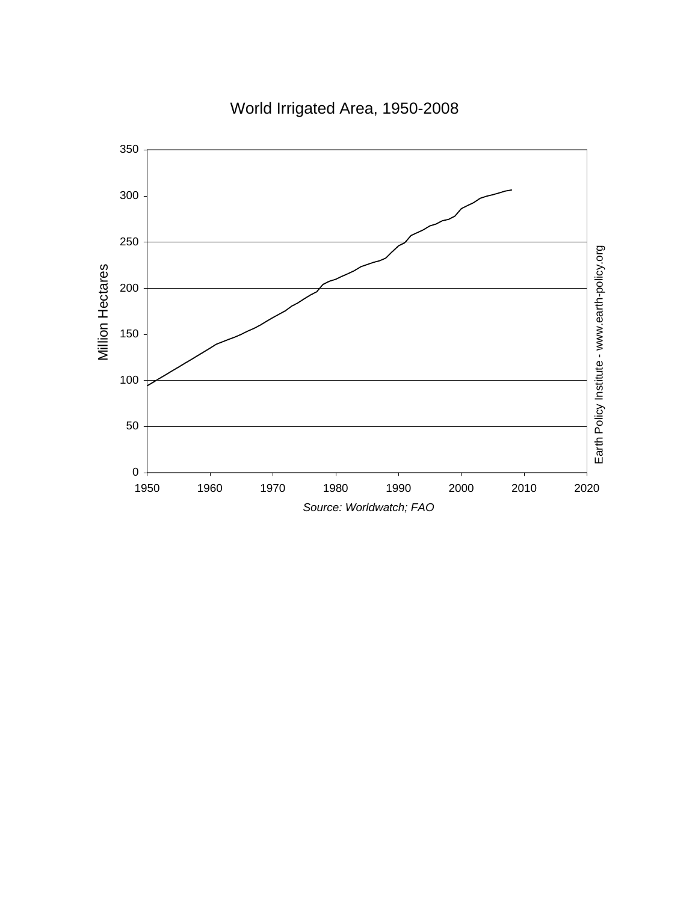World Irrigated Area, 1950-2008

Million Hectares

Source: Worldwatch; FAO

Earth Policy Institute - www.earth-policy.org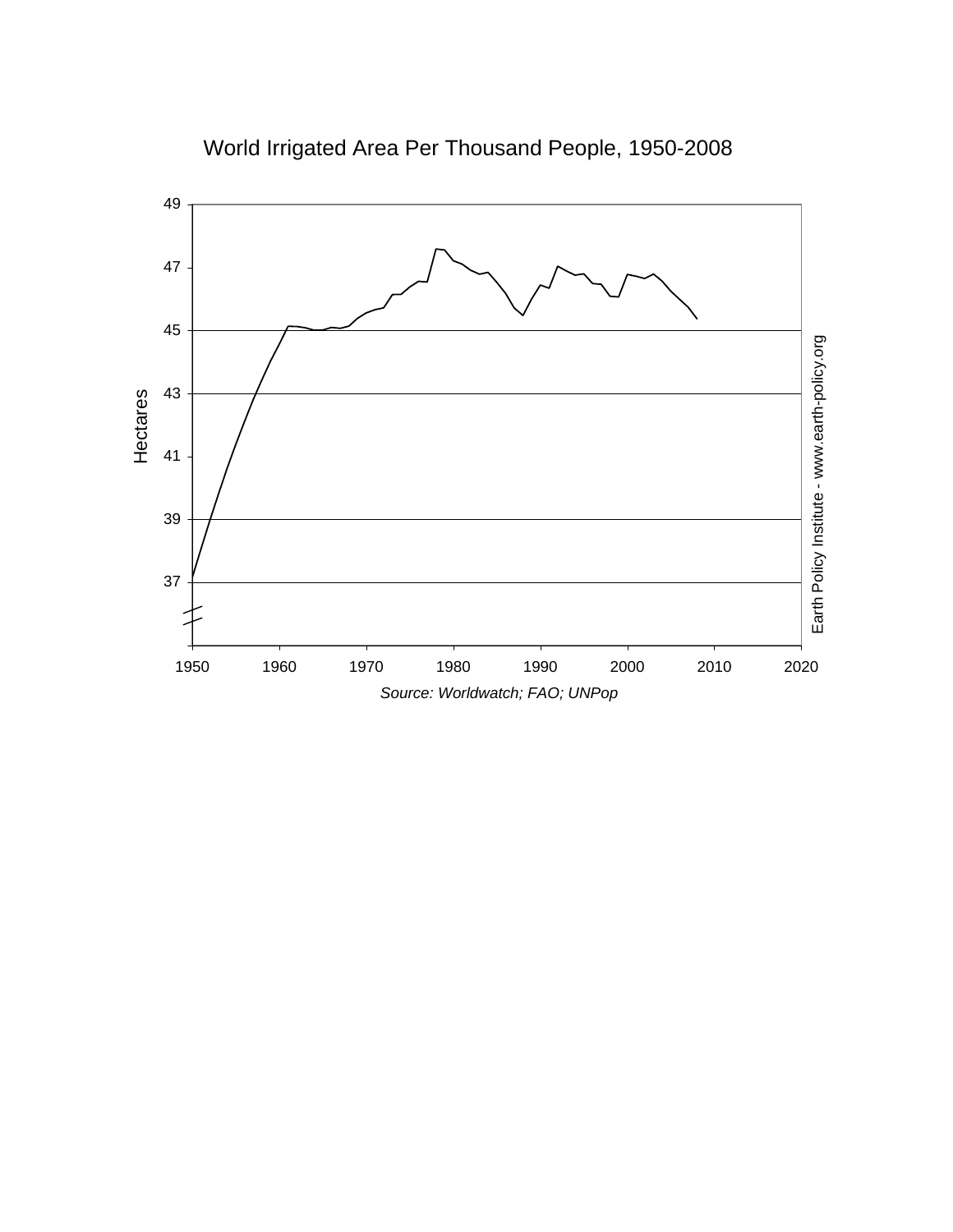World Irrigated Area Per Thousand People, 1950-2008

Source: Worldwatch; FAO; UNPop

Earth Policy Institute - www.earth-policy.org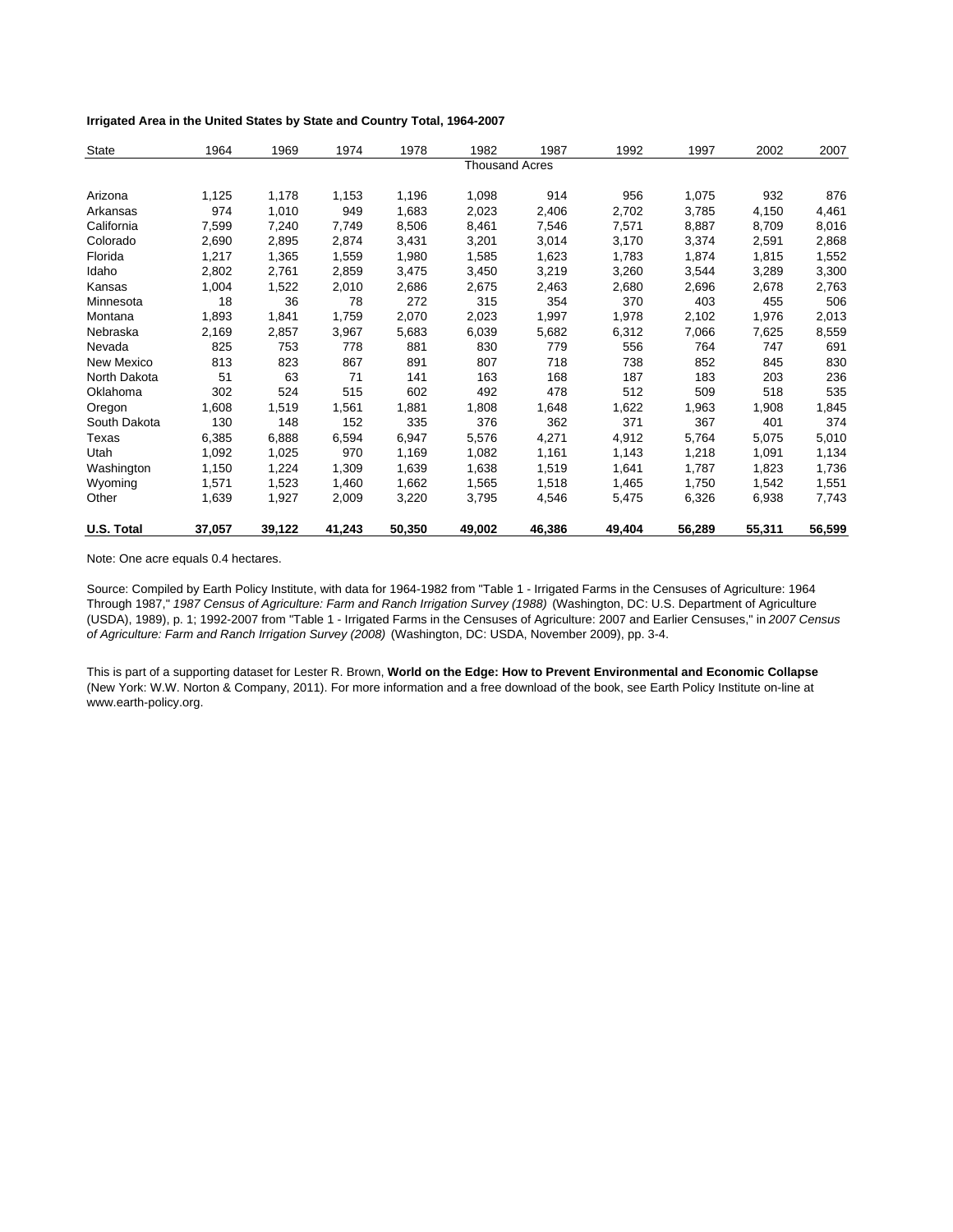**Irrigated Area in the United States by State and Country Total, 1964-2007**

| State | 1964 | 1969 | 1974 | 1978 | 1982 | 1987 | 1992 | 1997 | 2002 | 2007 |
|---|---|---|---|---|---|---|---|---|---|---|
| | | | | | Thousand Acres | | | | | |
| Arizona | 1,125 | 1,178 | 1,153 | 1,196 | 1,098 | 914 | 956 | 1,075 | 932 | 876 |
| Arkansas | 974 | 1,010 | 949 | 1,683 | 2,023 | 2,406 | 2,702 | 3,785 | 4,150 | 4,461 |
| California | 7,599 | 7,240 | 7,749 | 8,506 | 8,461 | 7,546 | 7,571 | 8,887 | 8,709 | 8,016 |
| Colorado | 2,690 | 2,895 | 2,874 | 3,431 | 3,201 | 3,014 | 3,170 | 3,374 | 2,591 | 2,868 |
| Florida | 1,217 | 1,365 | 1,559 | 1,980 | 1,585 | 1,623 | 1,783 | 1,874 | 1,815 | 1,552 |
| Idaho | 2,802 | 2,761 | 2,859 | 3,475 | 3,450 | 3,219 | 3,260 | 3,544 | 3,289 | 3,300 |
| Kansas | 1,004 | 1,522 | 2,010 | 2,686 | 2,675 | 2,463 | 2,680 | 2,696 | 2,678 | 2,763 |
| Minnesota | 18 | 36 | 78 | 272 | 315 | 354 | 370 | 403 | 455 | 506 |
| Montana | 1,893 | 1,841 | 1,759 | 2,070 | 2,023 | 1,997 | 1,978 | 2,102 | 1,976 | 2,013 |
| Nebraska | 2,169 | 2,857 | 3,967 | 5,683 | 6,039 | 5,682 | 6,312 | 7,066 | 7,625 | 8,559 |
| Nevada | 825 | 753 | 778 | 881 | 830 | 779 | 556 | 764 | 747 | 691 |
| New Mexico | 813 | 823 | 867 | 891 | 807 | 718 | 738 | 852 | 845 | 830 |
| North Dakota | 51 | 63 | 71 | 141 | 163 | 168 | 187 | 183 | 203 | 236 |
| Oklahoma | 302 | 524 | 515 | 602 | 492 | 478 | 512 | 509 | 518 | 535 |
| Oregon | 1,608 | 1,519 | 1,561 | 1,881 | 1,808 | 1,648 | 1,622 | 1,963 | 1,908 | 1,845 |
| South Dakota | 130 | 148 | 152 | 335 | 376 | 362 | 371 | 367 | 401 | 374 |
| Texas | 6,385 | 6,888 | 6,594 | 6,947 | 5,576 | 4,271 | 4,912 | 5,764 | 5,075 | 5,010 |
| Utah | 1,092 | 1,025 | 970 | 1,169 | 1,082 | 1,161 | 1,143 | 1,218 | 1,091 | 1,134 |
| Washington | 1,150 | 1,224 | 1,309 | 1,639 | 1,638 | 1,519 | 1,641 | 1,787 | 1,823 | 1,736 |
| Wyoming | 1,571 | 1,523 | 1,460 | 1,662 | 1,565 | 1,518 | 1,465 | 1,750 | 1,542 | 1,551 |
| Other | 1,639 | 1,927 | 2,009 | 3,220 | 3,795 | 4,546 | 5,475 | 6,326 | 6,938 | 7,743 |
| **U.S. Total** | **37,057** | **39,122** | **41,243** | **50,350** | **49,002** | **46,386** | **49,404** | **56,289** | **55,311** | **56,599** |

Note: One acre equals 0.4 hectares.

Source: Compiled by Earth Policy Institute, with data for 1964-1982 from "Table 1 - Irrigated Farms in the Censuses of Agriculture: 1964 Through 1987," *1987 Census of Agriculture: Farm and Ranch Irrigation Survey (1988)* (Washington, DC: U.S. Department of Agriculture (USDA), 1989), p. 1; 1992-2007 from "Table 1 - Irrigated Farms in the Censuses of Agriculture: 2007 and Earlier Censuses," in *2007 Census of Agriculture: Farm and Ranch Irrigation Survey (2008)* (Washington, DC: USDA, November 2009), pp. 3-4.

This is part of a supporting dataset for Lester R. Brown, **World on the Edge: How to Prevent Environmental and Economic Collapse** (New York: W.W. Norton & Company, 2011). For more information and a free download of the book, see Earth Policy Institute on-line at www.earth-policy.org.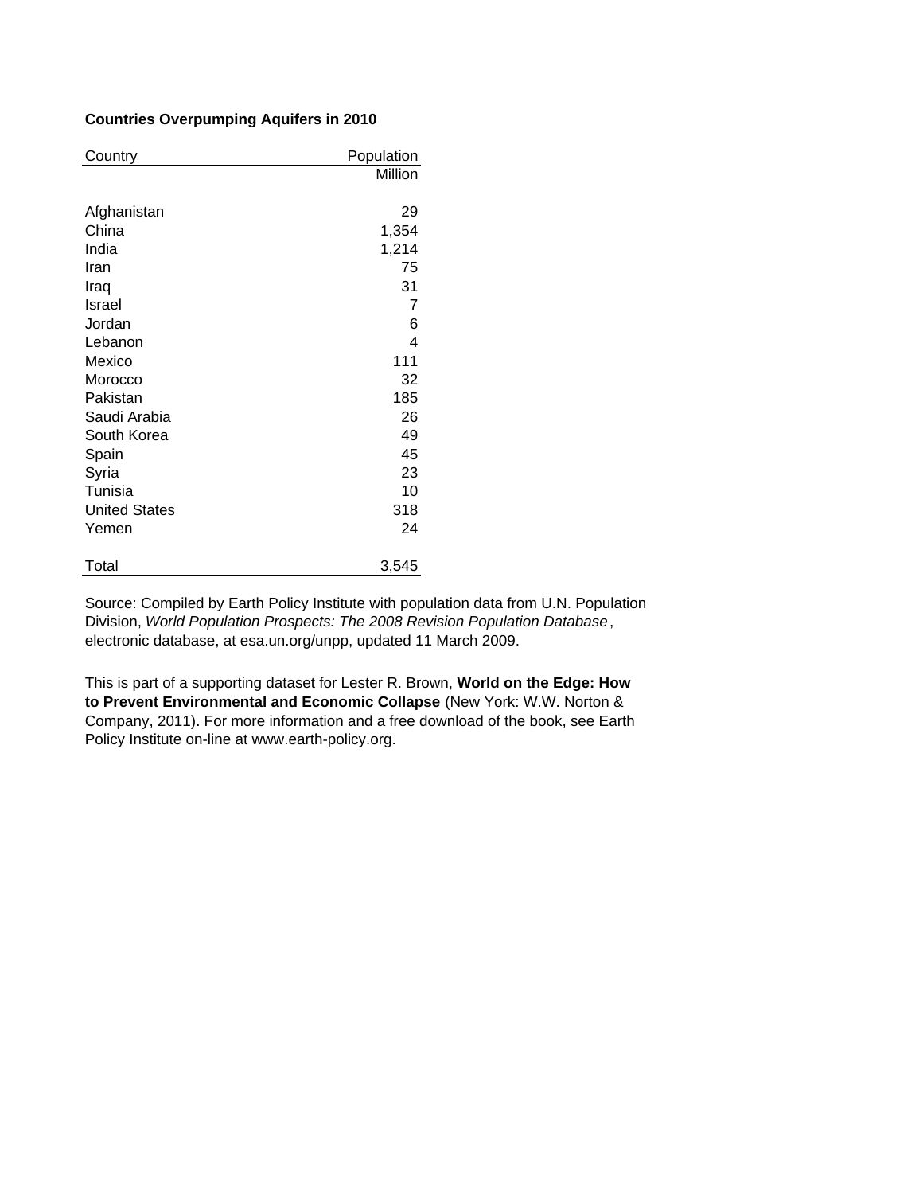**Countries Overpumping Aquifers in 2010**

| Country | Population |
|---|---|
| | Million |
| Afghanistan | 29 |
| China | 1,354 |
| India | 1,214 |
| Iran | 75 |
| Iraq | 31 |
| Israel | 7 |
| Jordan | 6 |
| Lebanon | 4 |
| Mexico | 111 |
| Morocco | 32 |
| Pakistan | 185 |
| Saudi Arabia | 26 |
| South Korea | 49 |
| Spain | 45 |
| Syria | 23 |
| Tunisia | 10 |
| United States | 318 |
| Yemen | 24 |
| Total | 3,545 |

Source: Compiled by Earth Policy Institute with population data from U.N. Population Division, *World Population Prospects: The 2008 Revision Population Database*, electronic database, at esa.un.org/unpp, updated 11 March 2009.

This is part of a supporting dataset for Lester R. Brown, **World on the Edge: How to Prevent Environmental and Economic Collapse** (New York: W.W. Norton & Company, 2011). For more information and a free download of the book, see Earth Policy Institute on-line at www.earth-policy.org.